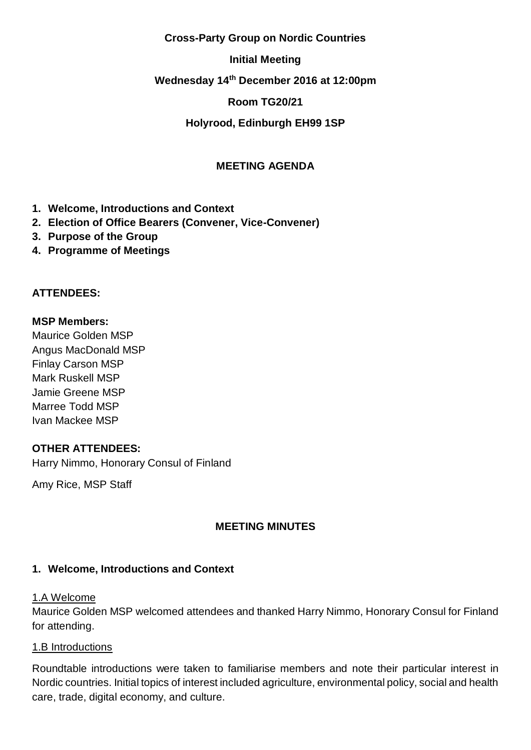**Cross-Party Group on Nordic Countries**

**Initial Meeting**

**Wednesday 14th December 2016 at 12:00pm**

**Room TG20/21**

**Holyrood, Edinburgh EH99 1SP**

## MEETING AGENDA

1. **Welcome, Introductions and Context**
2. **Election of Office Bearers (Convener, Vice-Convener)**
3. **Purpose of the Group**
4. **Programme of Meetings**

**ATTENDEES:**

**MSP Members:**

Maurice Golden MSP
Angus MacDonald MSP
Finlay Carson MSP
Mark Ruskell MSP
Jamie Greene MSP
Marree Todd MSP
Ivan Mackee MSP

**OTHER ATTENDEES:**

Harry Nimmo, Honorary Consul of Finland

Amy Rice, MSP Staff

## MEETING MINUTES

### 1. Welcome, Introductions and Context

1.A Welcome

Maurice Golden MSP welcomed attendees and thanked Harry Nimmo, Honorary Consul for Finland for attending.

1.B Introductions

Roundtable introductions were taken to familiarise members and note their particular interest in Nordic countries. Initial topics of interest included agriculture, environmental policy, social and health care, trade, digital economy, and culture.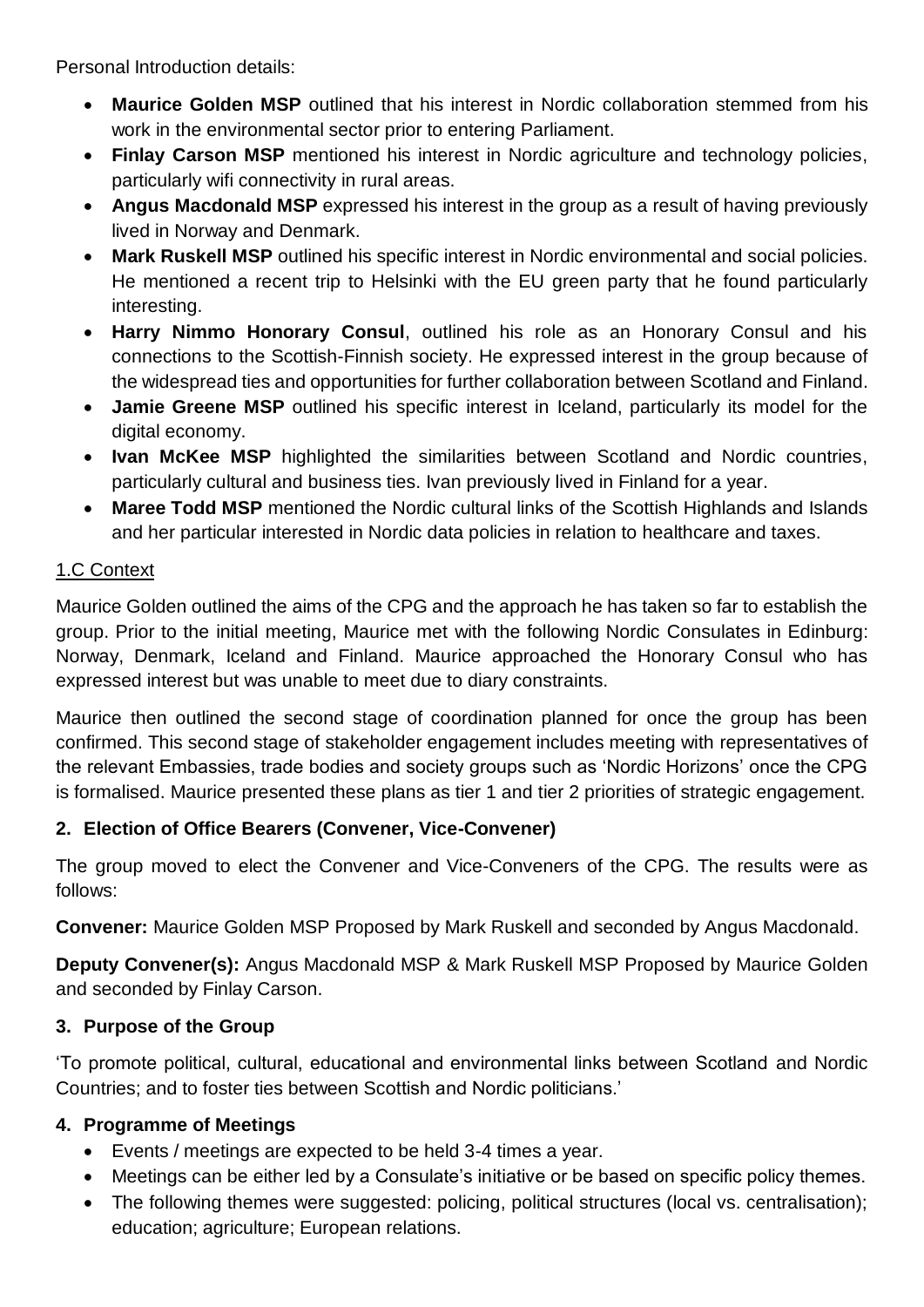Personal Introduction details:

- **Maurice Golden MSP** outlined that his interest in Nordic collaboration stemmed from his work in the environmental sector prior to entering Parliament.
- **Finlay Carson MSP** mentioned his interest in Nordic agriculture and technology policies, particularly wifi connectivity in rural areas.
- **Angus Macdonald MSP** expressed his interest in the group as a result of having previously lived in Norway and Denmark.
- **Mark Ruskell MSP** outlined his specific interest in Nordic environmental and social policies. He mentioned a recent trip to Helsinki with the EU green party that he found particularly interesting.
- **Harry Nimmo Honorary Consul**, outlined his role as an Honorary Consul and his connections to the Scottish-Finnish society. He expressed interest in the group because of the widespread ties and opportunities for further collaboration between Scotland and Finland.
- **Jamie Greene MSP** outlined his specific interest in Iceland, particularly its model for the digital economy.
- **Ivan McKee MSP** highlighted the similarities between Scotland and Nordic countries, particularly cultural and business ties. Ivan previously lived in Finland for a year.
- **Maree Todd MSP** mentioned the Nordic cultural links of the Scottish Highlands and Islands and her particular interested in Nordic data policies in relation to healthcare and taxes.

### 1.C Context

Maurice Golden outlined the aims of the CPG and the approach he has taken so far to establish the group. Prior to the initial meeting, Maurice met with the following Nordic Consulates in Edinburg: Norway, Denmark, Iceland and Finland. Maurice approached the Honorary Consul who has expressed interest but was unable to meet due to diary constraints.

Maurice then outlined the second stage of coordination planned for once the group has been confirmed. This second stage of stakeholder engagement includes meeting with representatives of the relevant Embassies, trade bodies and society groups such as 'Nordic Horizons' once the CPG is formalised. Maurice presented these plans as tier 1 and tier 2 priorities of strategic engagement.

## 2. Election of Office Bearers (Convener, Vice-Convener)

The group moved to elect the Convener and Vice-Conveners of the CPG. The results were as follows:

**Convener:** Maurice Golden MSP Proposed by Mark Ruskell and seconded by Angus Macdonald.

**Deputy Convener(s):** Angus Macdonald MSP & Mark Ruskell MSP Proposed by Maurice Golden and seconded by Finlay Carson.

## 3. Purpose of the Group

'To promote political, cultural, educational and environmental links between Scotland and Nordic Countries; and to foster ties between Scottish and Nordic politicians.'

## 4. Programme of Meetings

- Events / meetings are expected to be held 3-4 times a year.
- Meetings can be either led by a Consulate's initiative or be based on specific policy themes.
- The following themes were suggested: policing, political structures (local vs. centralisation); education; agriculture; European relations.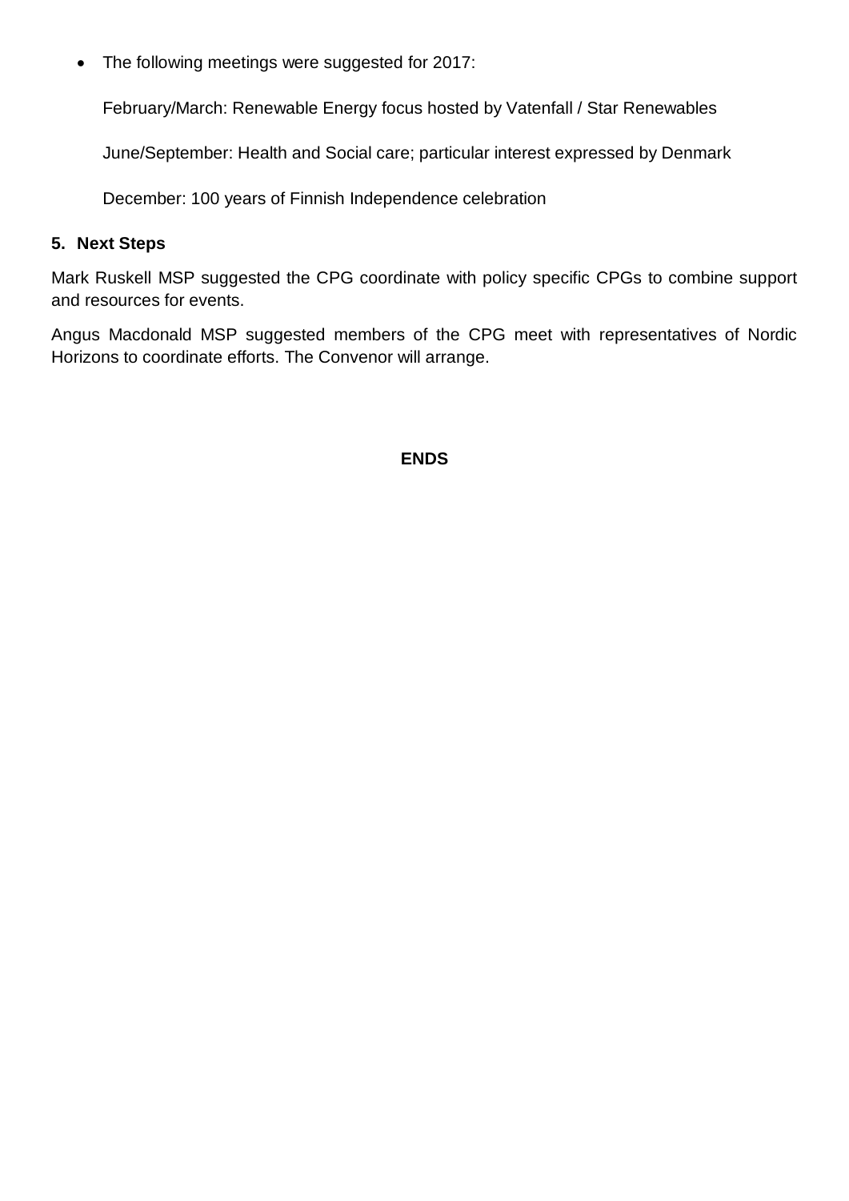- The following meetings were suggested for 2017:

  February/March: Renewable Energy focus hosted by Vatenfall / Star Renewables

  June/September: Health and Social care; particular interest expressed by Denmark

  December: 100 years of Finnish Independence celebration

## 5. Next Steps

Mark Ruskell MSP suggested the CPG coordinate with policy specific CPGs to combine support and resources for events.

Angus Macdonald MSP suggested members of the CPG meet with representatives of Nordic Horizons to coordinate efforts. The Convenor will arrange.

**ENDS**